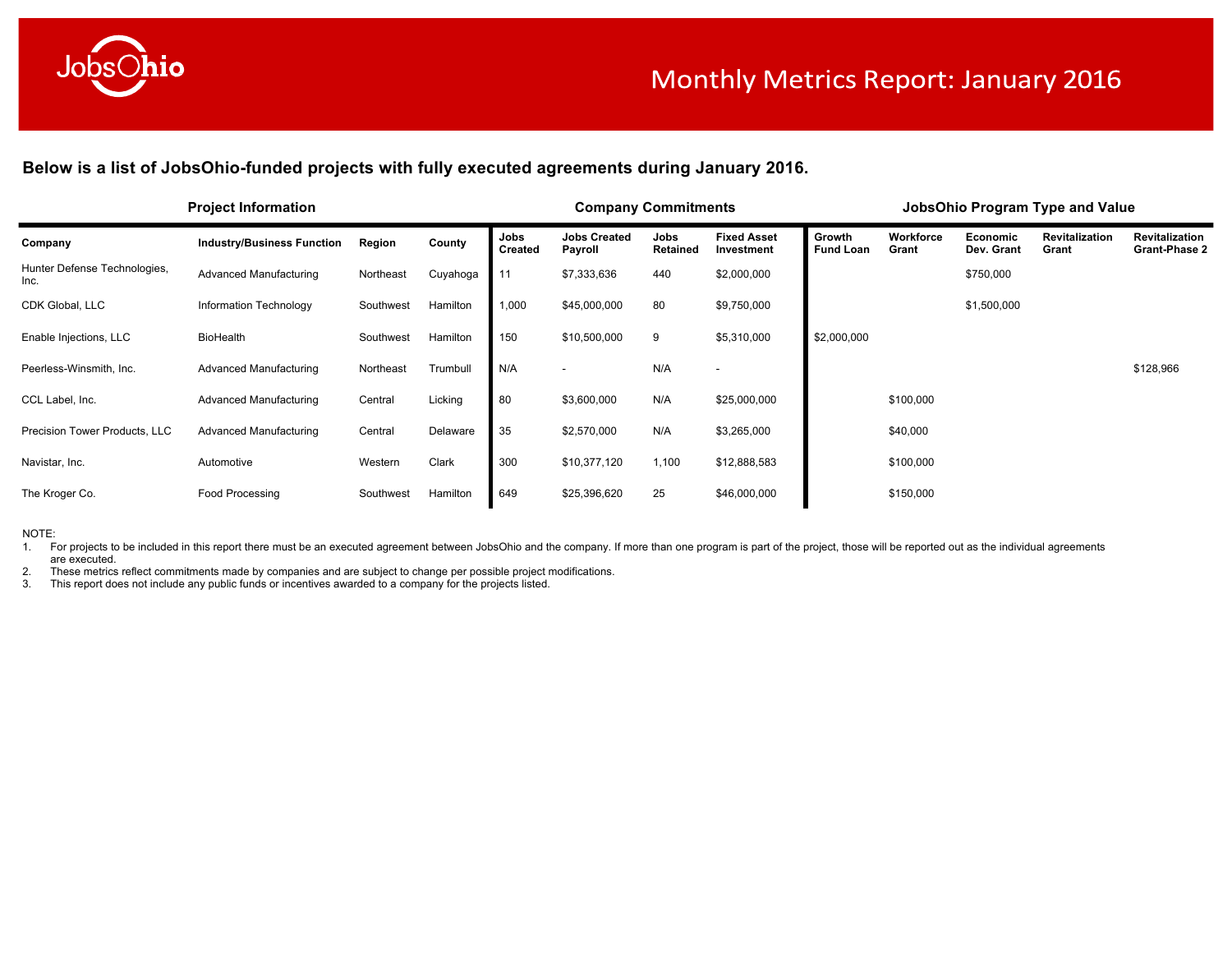# JobsOhio

## Monthly Metrics Report: January 2016

**Below is a list of JobsOhio-funded projects with fully executed agreements during January 2016.**

| Project Information | | | | Company Commitments | | | | JobsOhio Program Type and Value | | | | |
|---|---|---|---|---|---|---|---|---|---|---|---|---|
| **Company** | **Industry/Business Function** | **Region** | **County** | **Jobs Created** | **Jobs Created Payroll** | **Jobs Retained** | **Fixed Asset Investment** | **Growth Fund Loan** | **Workforce Grant** | **Economic Dev. Grant** | **Revitalization Grant** | **Revitalization Grant-Phase 2** |
| Hunter Defense Technologies, Inc. | Advanced Manufacturing | Northeast | Cuyahoga | 11 | $7,333,636 | 440 | $2,000,000 | | | $750,000 | | |
| CDK Global, LLC | Information Technology | Southwest | Hamilton | 1,000 | $45,000,000 | 80 | $9,750,000 | | | $1,500,000 | | |
| Enable Injections, LLC | BioHealth | Southwest | Hamilton | 150 | $10,500,000 | 9 | $5,310,000 | $2,000,000 | | | | |
| Peerless-Winsmith, Inc. | Advanced Manufacturing | Northeast | Trumbull | N/A | - | N/A | - | | | | | $128,966 |
| CCL Label, Inc. | Advanced Manufacturing | Central | Licking | 80 | $3,600,000 | N/A | $25,000,000 | | $100,000 | | | |
| Precision Tower Products, LLC | Advanced Manufacturing | Central | Delaware | 35 | $2,570,000 | N/A | $3,265,000 | | $40,000 | | | |
| Navistar, Inc. | Automotive | Western | Clark | 300 | $10,377,120 | 1,100 | $12,888,583 | | $100,000 | | | |
| The Kroger Co. | Food Processing | Southwest | Hamilton | 649 | $25,396,620 | 25 | $46,000,000 | | $150,000 | | | |

NOTE:

1. For projects to be included in this report there must be an executed agreement between JobsOhio and the company. If more than one program is part of the project, those will be reported out as the individual agreements are executed.
2. These metrics reflect commitments made by companies and are subject to change per possible project modifications.
3. This report does not include any public funds or incentives awarded to a company for the projects listed.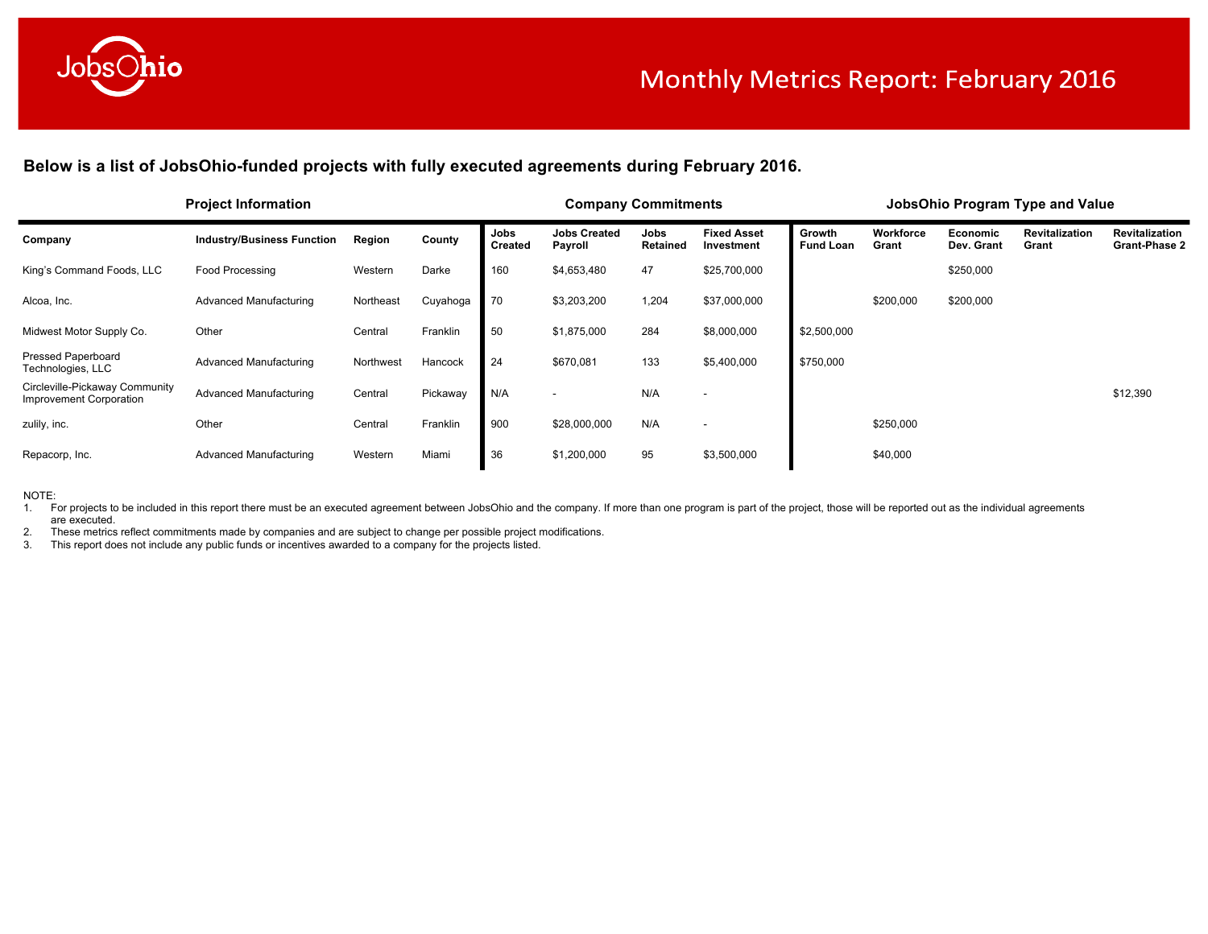# Monthly Metrics Report: February 2016

**Below is a list of JobsOhio-funded projects with fully executed agreements during February 2016.**

| Project Information | | | | Company Commitments | | | | JobsOhio Program Type and Value | | | | |
|---|---|---|---|---|---|---|---|---|---|---|---|---|
| **Company** | **Industry/Business Function** | **Region** | **County** | **Jobs Created** | **Jobs Created Payroll** | **Jobs Retained** | **Fixed Asset Investment** | **Growth Fund Loan** | **Workforce Grant** | **Economic Dev. Grant** | **Revitalization Grant** | **Revitalization Grant-Phase 2** |
| King's Command Foods, LLC | Food Processing | Western | Darke | 160 | $4,653,480 | 47 | $25,700,000 | | | $250,000 | | |
| Alcoa, Inc. | Advanced Manufacturing | Northeast | Cuyahoga | 70 | $3,203,200 | 1,204 | $37,000,000 | | $200,000 | $200,000 | | |
| Midwest Motor Supply Co. | Other | Central | Franklin | 50 | $1,875,000 | 284 | $8,000,000 | $2,500,000 | | | | |
| Pressed Paperboard Technologies, LLC | Advanced Manufacturing | Northwest | Hancock | 24 | $670,081 | 133 | $5,400,000 | $750,000 | | | | |
| Circleville-Pickaway Community Improvement Corporation | Advanced Manufacturing | Central | Pickaway | N/A | - | N/A | - | | | | | $12,390 |
| zulily, inc. | Other | Central | Franklin | 900 | $28,000,000 | N/A | - | | $250,000 | | | |
| Repacorp, Inc. | Advanced Manufacturing | Western | Miami | 36 | $1,200,000 | 95 | $3,500,000 | | $40,000 | | | |

NOTE:
1. For projects to be included in this report there must be an executed agreement between JobsOhio and the company. If more than one program is part of the project, those will be reported out as the individual agreements are executed.
2. These metrics reflect commitments made by companies and are subject to change per possible project modifications.
3. This report does not include any public funds or incentives awarded to a company for the projects listed.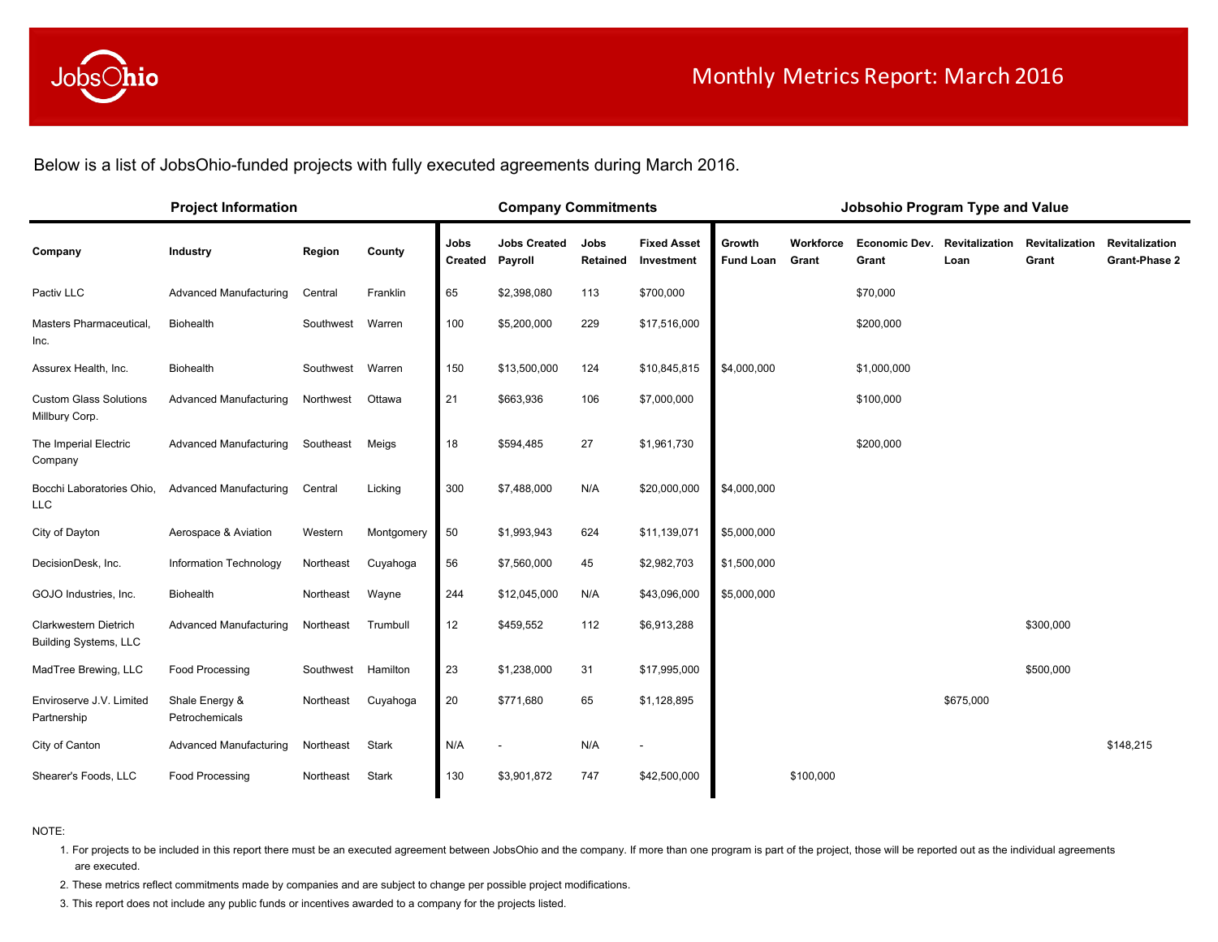# Monthly Metrics Report: March 2016

Below is a list of JobsOhio-funded projects with fully executed agreements during March 2016.

| Project Information | | | | Company Commitments | | | | Jobsohio Program Type and Value | | | | | |
|---|---|---|---|---|---|---|---|---|---|---|---|---|---|
| **Company** | **Industry** | **Region** | **County** | **Jobs Created** | **Jobs Created Payroll** | **Jobs Retained** | **Fixed Asset Investment** | **Growth Fund Loan** | **Workforce Grant** | **Economic Dev. Grant** | **Revitalization Loan** | **Revitalization Grant** | **Revitalization Grant-Phase 2** |
| Pactiv LLC | Advanced Manufacturing | Central | Franklin | 65 | $2,398,080 | 113 | $700,000 | | | $70,000 | | | |
| Masters Pharmaceutical, Inc. | Biohealth | Southwest | Warren | 100 | $5,200,000 | 229 | $17,516,000 | | | $200,000 | | | |
| Assurex Health, Inc. | Biohealth | Southwest | Warren | 150 | $13,500,000 | 124 | $10,845,815 | $4,000,000 | | $1,000,000 | | | |
| Custom Glass Solutions Millbury Corp. | Advanced Manufacturing | Northwest | Ottawa | 21 | $663,936 | 106 | $7,000,000 | | | $100,000 | | | |
| The Imperial Electric Company | Advanced Manufacturing | Southeast | Meigs | 18 | $594,485 | 27 | $1,961,730 | | | $200,000 | | | |
| Bocchi Laboratories Ohio, LLC | Advanced Manufacturing | Central | Licking | 300 | $7,488,000 | N/A | $20,000,000 | $4,000,000 | | | | | |
| City of Dayton | Aerospace & Aviation | Western | Montgomery | 50 | $1,993,943 | 624 | $11,139,071 | $5,000,000 | | | | | |
| DecisionDesk, Inc. | Information Technology | Northeast | Cuyahoga | 56 | $7,560,000 | 45 | $2,982,703 | $1,500,000 | | | | | |
| GOJO Industries, Inc. | Biohealth | Northeast | Wayne | 244 | $12,045,000 | N/A | $43,096,000 | $5,000,000 | | | | | |
| Clarkwestern Dietrich Building Systems, LLC | Advanced Manufacturing | Northeast | Trumbull | 12 | $459,552 | 112 | $6,913,288 | | | | | $300,000 | |
| MadTree Brewing, LLC | Food Processing | Southwest | Hamilton | 23 | $1,238,000 | 31 | $17,995,000 | | | | | $500,000 | |
| Enviroserve J.V. Limited Partnership | Shale Energy & Petrochemicals | Northeast | Cuyahoga | 20 | $771,680 | 65 | $1,128,895 | | | | $675,000 | | |
| City of Canton | Advanced Manufacturing | Northeast | Stark | N/A | - | N/A | - | | | | | | $148,215 |
| Shearer's Foods, LLC | Food Processing | Northeast | Stark | 130 | $3,901,872 | 747 | $42,500,000 | | $100,000 | | | | |

NOTE:

1. For projects to be included in this report there must be an executed agreement between JobsOhio and the company. If more than one program is part of the project, those will be reported out as the individual agreements are executed.
2. These metrics reflect commitments made by companies and are subject to change per possible project modifications.
3. This report does not include any public funds or incentives awarded to a company for the projects listed.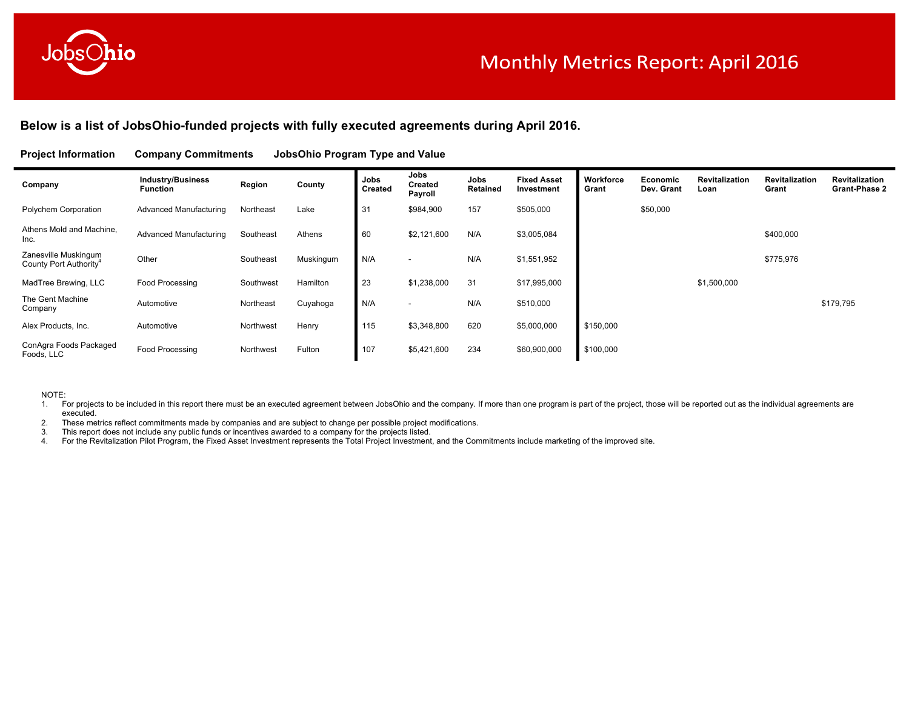# Monthly Metrics Report: April 2016

**Below is a list of JobsOhio-funded projects with fully executed agreements during April 2016.**

**Project Information** | **Company Commitments** | **JobsOhio Program Type and Value**

| Company | Industry/Business Function | Region | County | Jobs Created | Jobs Created Payroll | Jobs Retained | Fixed Asset Investment | Workforce Grant | Economic Dev. Grant | Revitalization Loan | Revitalization Grant | Revitalization Grant-Phase 2 |
|---|---|---|---|---|---|---|---|---|---|---|---|---|
| Polychem Corporation | Advanced Manufacturing | Northeast | Lake | 31 | $984,900 | 157 | $505,000 | | $50,000 | | | |
| Athens Mold and Machine, Inc. | Advanced Manufacturing | Southeast | Athens | 60 | $2,121,600 | N/A | $3,005,084 | | | | $400,000 | |
| Zanesville Muskingum County Port Authority[4] | Other | Southeast | Muskingum | N/A | - | N/A | $1,551,952 | | | | $775,976 | |
| MadTree Brewing, LLC | Food Processing | Southwest | Hamilton | 23 | $1,238,000 | 31 | $17,995,000 | | | $1,500,000 | | |
| The Gent Machine Company | Automotive | Northeast | Cuyahoga | N/A | - | N/A | $510,000 | | | | | $179,795 |
| Alex Products, Inc. | Automotive | Northwest | Henry | 115 | $3,348,800 | 620 | $5,000,000 | $150,000 | | | | |
| ConAgra Foods Packaged Foods, LLC | Food Processing | Northwest | Fulton | 107 | $5,421,600 | 234 | $60,900,000 | $100,000 | | | | |

NOTE:

1. For projects to be included in this report there must be an executed agreement between JobsOhio and the company. If more than one program is part of the project, those will be reported out as the individual agreements are executed.
2. These metrics reflect commitments made by companies and are subject to change per possible project modifications.
3. This report does not include any public funds or incentives awarded to a company for the projects listed.
4. For the Revitalization Pilot Program, the Fixed Asset Investment represents the Total Project Investment, and the Commitments include marketing of the improved site.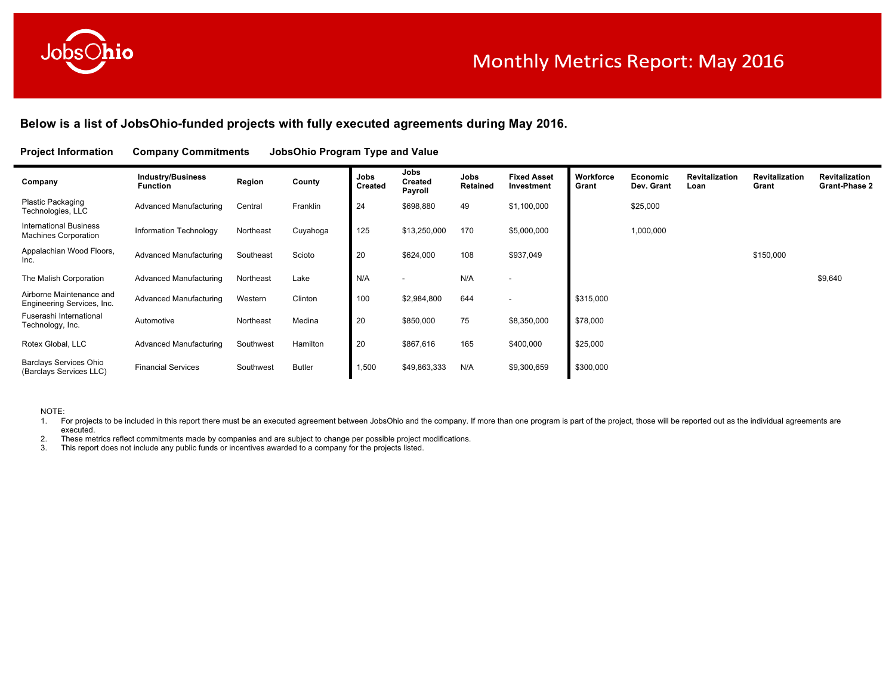# JobsOhio

## Monthly Metrics Report: May 2016

**Below is a list of JobsOhio-funded projects with fully executed agreements during May 2016.**

**Project Information** **Company Commitments** **JobsOhio Program Type and Value**

| Company | Industry/Business Function | Region | County | Jobs Created | Jobs Created Payroll | Jobs Retained | Fixed Asset Investment | Workforce Grant | Economic Dev. Grant | Revitalization Loan | Revitalization Grant | Revitalization Grant-Phase 2 |
|---|---|---|---|---|---|---|---|---|---|---|---|---|
| Plastic Packaging Technologies, LLC | Advanced Manufacturing | Central | Franklin | 24 | $698,880 | 49 | $1,100,000 | | $25,000 | | | |
| International Business Machines Corporation | Information Technology | Northeast | Cuyahoga | 125 | $13,250,000 | 170 | $5,000,000 | | 1,000,000 | | | |
| Appalachian Wood Floors, Inc. | Advanced Manufacturing | Southeast | Scioto | 20 | $624,000 | 108 | $937,049 | | | | $150,000 | |
| The Malish Corporation | Advanced Manufacturing | Northeast | Lake | N/A | - | N/A | - | | | | | $9,640 |
| Airborne Maintenance and Engineering Services, Inc. | Advanced Manufacturing | Western | Clinton | 100 | $2,984,800 | 644 | - | $315,000 | | | | |
| Fuserashi International Technology, Inc. | Automotive | Northeast | Medina | 20 | $850,000 | 75 | $8,350,000 | $78,000 | | | | |
| Rotex Global, LLC | Advanced Manufacturing | Southwest | Hamilton | 20 | $867,616 | 165 | $400,000 | $25,000 | | | | |
| Barclays Services Ohio (Barclays Services LLC) | Financial Services | Southwest | Butler | 1,500 | $49,863,333 | N/A | $9,300,659 | $300,000 | | | | |

NOTE:

1. For projects to be included in this report there must be an executed agreement between JobsOhio and the company. If more than one program is part of the project, those will be reported out as the individual agreements are executed.
2. These metrics reflect commitments made by companies and are subject to change per possible project modifications.
3. This report does not include any public funds or incentives awarded to a company for the projects listed.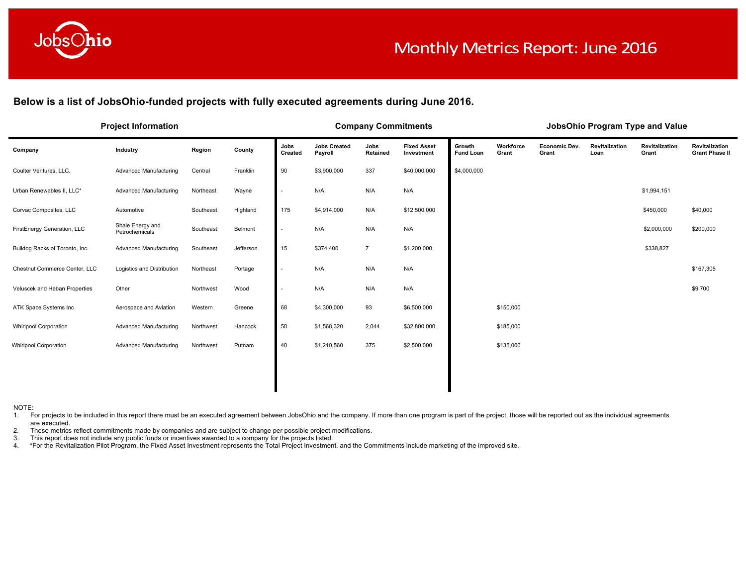# Monthly Metrics Report: June 2016

**Below is a list of JobsOhio-funded projects with fully executed agreements during June 2016.**

| Project Information | | | | Company Commitments | | | | JobsOhio Program Type and Value | | | | | |
|---|---|---|---|---|---|---|---|---|---|---|---|---|---|
| **Company** | **Industry** | **Region** | **County** | **Jobs Created** | **Jobs Created Payroll** | **Jobs Retained** | **Fixed Asset Investment** | **Growth Fund Loan** | **Workforce Grant** | **Economic Dev. Grant** | **Revitalization Loan** | **Revitalization Grant** | **Revitalization Grant Phase II** |
| Coulter Ventures, LLC. | Advanced Manufacturing | Central | Franklin | 90 | $3,900,000 | 337 | $40,000,000 | $4,000,000 | | | | | |
| Urban Renewables II, LLC* | Advanced Manufacturing | Northeast | Wayne | - | N/A | N/A | N/A | | | | | $1,994,151 | |
| Corvac Composites, LLC | Automotive | Southeast | Highland | 175 | $4,914,000 | N/A | $12,500,000 | | | | | $450,000 | $40,000 |
| FirstEnergy Generation, LLC | Shale Energy and Petrochemicals | Southeast | Belmont | - | N/A | N/A | N/A | | | | | $2,000,000 | $200,000 |
| Bulldog Racks of Toronto, Inc. | Advanced Manufacturing | Southeast | Jefferson | 15 | $374,400 | 7 | $1,200,000 | | | | | $338,827 | |
| Chestnut Commerce Center, LLC | Logistics and Distribution | Northeast | Portage | - | N/A | N/A | N/A | | | | | | $167,305 |
| Veluscek and Heban Properties | Other | Northwest | Wood | - | N/A | N/A | N/A | | | | | | $9,700 |
| ATK Space Systems Inc | Aerospace and Aviation | Western | Greene | 68 | $4,300,000 | 93 | $6,500,000 | | $150,000 | | | | |
| Whirlpool Corporation | Advanced Manufacturing | Northwest | Hancock | 50 | $1,568,320 | 2,044 | $32,800,000 | | $185,000 | | | | |
| Whirlpool Corporation | Advanced Manufacturing | Northwest | Putnam | 40 | $1,210,560 | 375 | $2,500,000 | | $135,000 | | | | |

NOTE:

1. For projects to be included in this report there must be an executed agreement between JobsOhio and the company. If more than one program is part of the project, those will be reported out as the individual agreements are executed.
2. These metrics reflect commitments made by companies and are subject to change per possible project modifications.
3. This report does not include any public funds or incentives awarded to a company for the projects listed.
4. *For the Revitalization Pilot Program, the Fixed Asset Investment represents the Total Project Investment, and the Commitments include marketing of the improved site.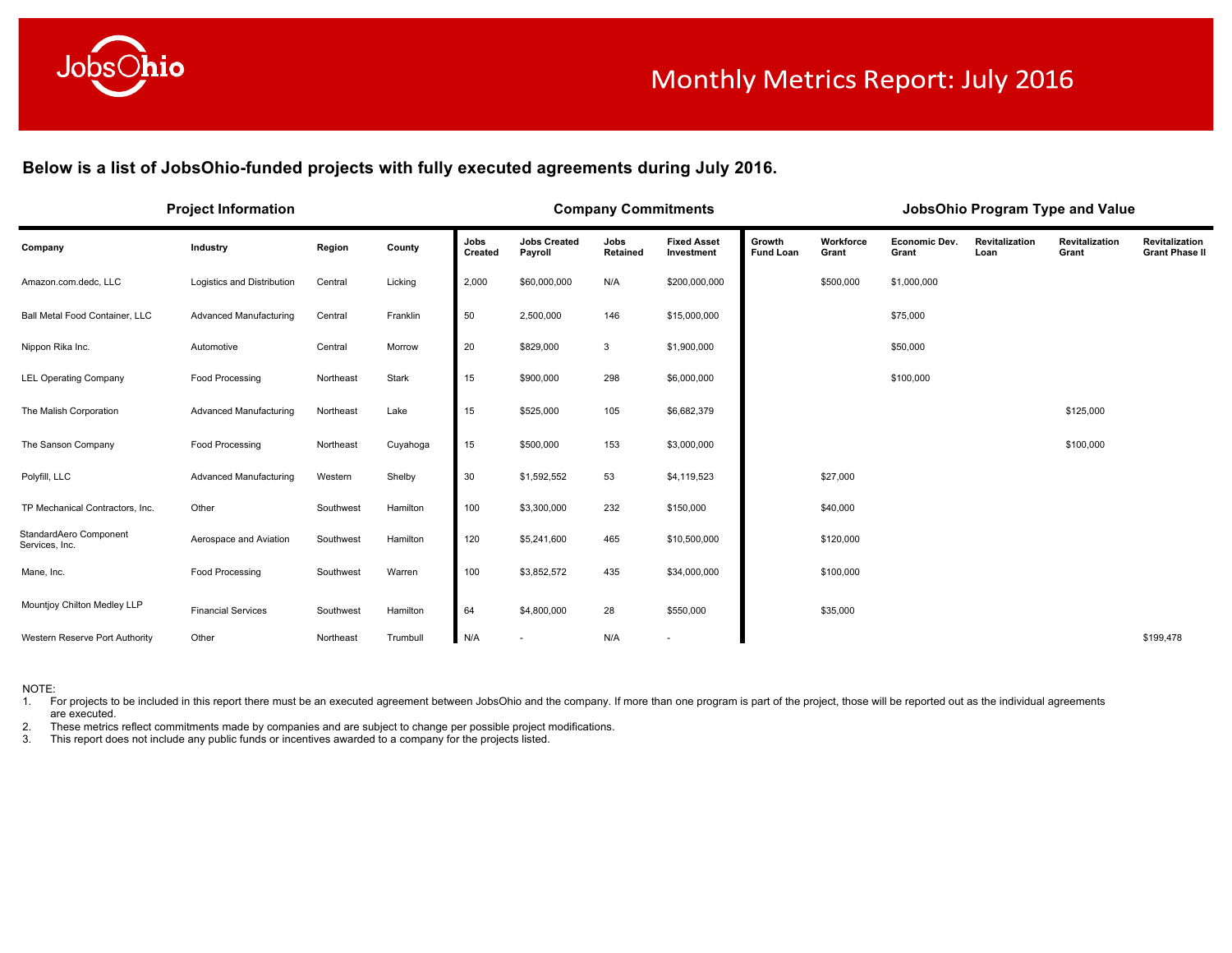# Monthly Metrics Report: July 2016

**Below is a list of JobsOhio-funded projects with fully executed agreements during July 2016.**

| Project Information | | | | Company Commitments | | | | JobsOhio Program Type and Value | | | | | |
|---|---|---|---|---|---|---|---|---|---|---|---|---|---|
| **Company** | **Industry** | **Region** | **County** | **Jobs Created** | **Jobs Created Payroll** | **Jobs Retained** | **Fixed Asset Investment** | **Growth Fund Loan** | **Workforce Grant** | **Economic Dev. Grant** | **Revitalization Loan** | **Revitalization Grant** | **Revitalization Grant Phase II** |
| Amazon.com.dedc, LLC | Logistics and Distribution | Central | Licking | 2,000 | $60,000,000 | N/A | $200,000,000 | | $500,000 | $1,000,000 | | | |
| Ball Metal Food Container, LLC | Advanced Manufacturing | Central | Franklin | 50 | 2,500,000 | 146 | $15,000,000 | | | $75,000 | | | |
| Nippon Rika Inc. | Automotive | Central | Morrow | 20 | $829,000 | 3 | $1,900,000 | | | $50,000 | | | |
| LEL Operating Company | Food Processing | Northeast | Stark | 15 | $900,000 | 298 | $6,000,000 | | | $100,000 | | | |
| The Malish Corporation | Advanced Manufacturing | Northeast | Lake | 15 | $525,000 | 105 | $6,682,379 | | | | | $125,000 | |
| The Sanson Company | Food Processing | Northeast | Cuyahoga | 15 | $500,000 | 153 | $3,000,000 | | | | | $100,000 | |
| Polyfill, LLC | Advanced Manufacturing | Western | Shelby | 30 | $1,592,552 | 53 | $4,119,523 | | $27,000 | | | | |
| TP Mechanical Contractors, Inc. | Other | Southwest | Hamilton | 100 | $3,300,000 | 232 | $150,000 | | $40,000 | | | | |
| StandardAero Component Services, Inc. | Aerospace and Aviation | Southwest | Hamilton | 120 | $5,241,600 | 465 | $10,500,000 | | $120,000 | | | | |
| Mane, Inc. | Food Processing | Southwest | Warren | 100 | $3,852,572 | 435 | $34,000,000 | | $100,000 | | | | |
| Mountjoy Chilton Medley LLP | Financial Services | Southwest | Hamilton | 64 | $4,800,000 | 28 | $550,000 | | $35,000 | | | | |
| Western Reserve Port Authority | Other | Northeast | Trumbull | N/A | - | N/A | - | | | | | | $199,478 |

NOTE:

1. For projects to be included in this report there must be an executed agreement between JobsOhio and the company. If more than one program is part of the project, those will be reported out as the individual agreements are executed.
2. These metrics reflect commitments made by companies and are subject to change per possible project modifications.
3. This report does not include any public funds or incentives awarded to a company for the projects listed.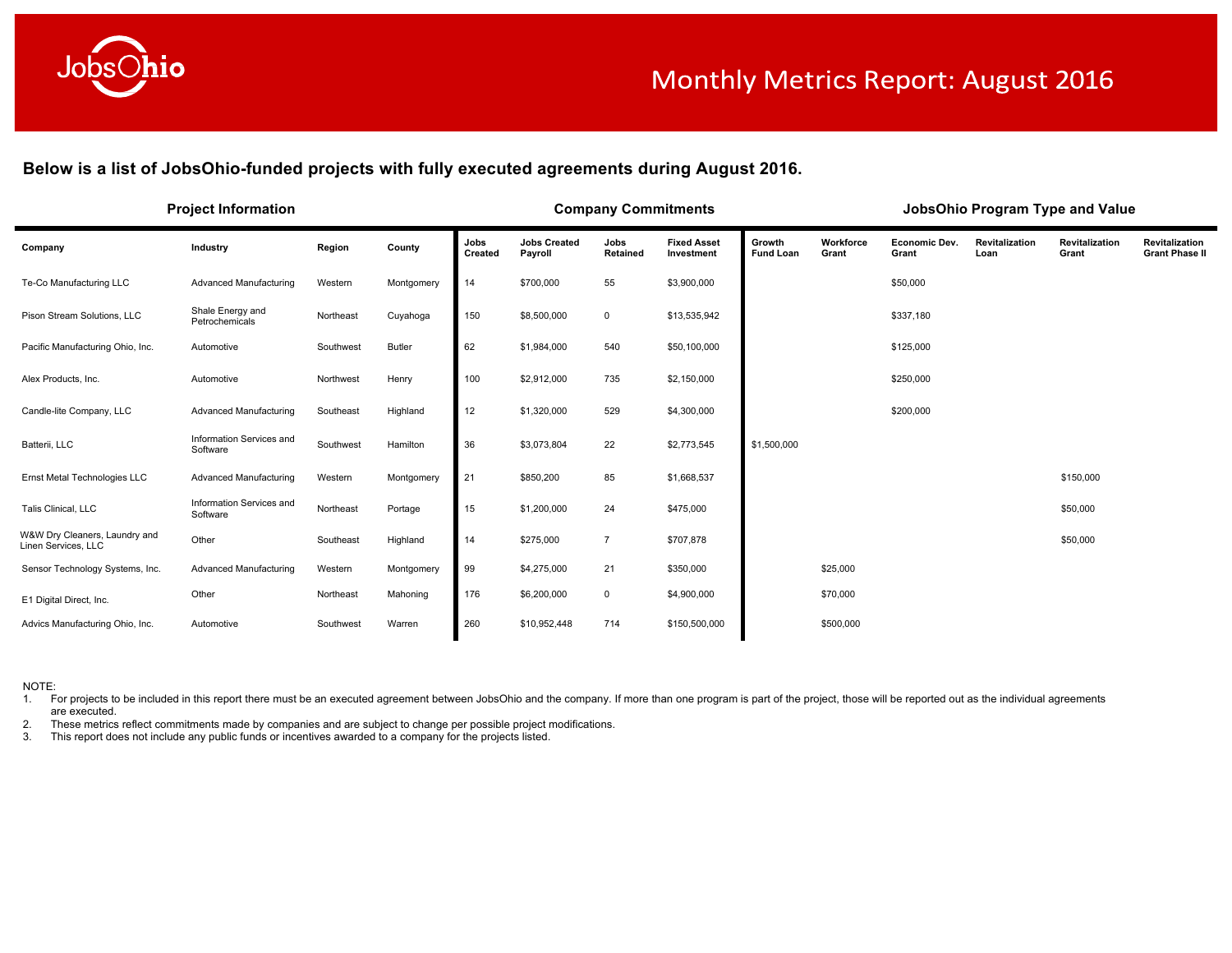# Monthly Metrics Report: August 2016

**Below is a list of JobsOhio-funded projects with fully executed agreements during August 2016.**

| Project Information | | | | Company Commitments | | | | JobsOhio Program Type and Value | | | | | |
|---|---|---|---|---|---|---|---|---|---|---|---|---|---|
| **Company** | **Industry** | **Region** | **County** | **Jobs Created** | **Jobs Created Payroll** | **Jobs Retained** | **Fixed Asset Investment** | **Growth Fund Loan** | **Workforce Grant** | **Economic Dev. Grant** | **Revitalization Loan** | **Revitalization Grant** | **Revitalization Grant Phase II** |
| Te-Co Manufacturing LLC | Advanced Manufacturing | Western | Montgomery | 14 | $700,000 | 55 | $3,900,000 | | | $50,000 | | | |
| Pison Stream Solutions, LLC | Shale Energy and Petrochemicals | Northeast | Cuyahoga | 150 | $8,500,000 | 0 | $13,535,942 | | | $337,180 | | | |
| Pacific Manufacturing Ohio, Inc. | Automotive | Southwest | Butler | 62 | $1,984,000 | 540 | $50,100,000 | | | $125,000 | | | |
| Alex Products, Inc. | Automotive | Northwest | Henry | 100 | $2,912,000 | 735 | $2,150,000 | | | $250,000 | | | |
| Candle-lite Company, LLC | Advanced Manufacturing | Southeast | Highland | 12 | $1,320,000 | 529 | $4,300,000 | | | $200,000 | | | |
| Batterii, LLC | Information Services and Software | Southwest | Hamilton | 36 | $3,073,804 | 22 | $2,773,545 | $1,500,000 | | | | | |
| Ernst Metal Technologies LLC | Advanced Manufacturing | Western | Montgomery | 21 | $850,200 | 85 | $1,668,537 | | | | | $150,000 | |
| Talis Clinical, LLC | Information Services and Software | Northeast | Portage | 15 | $1,200,000 | 24 | $475,000 | | | | | $50,000 | |
| W&W Dry Cleaners, Laundry and Linen Services, LLC | Other | Southeast | Highland | 14 | $275,000 | 7 | $707,878 | | | | | $50,000 | |
| Sensor Technology Systems, Inc. | Advanced Manufacturing | Western | Montgomery | 99 | $4,275,000 | 21 | $350,000 | | $25,000 | | | | |
| E1 Digital Direct, Inc. | Other | Northeast | Mahoning | 176 | $6,200,000 | 0 | $4,900,000 | | $70,000 | | | | |
| Advics Manufacturing Ohio, Inc. | Automotive | Southwest | Warren | 260 | $10,952,448 | 714 | $150,500,000 | | $500,000 | | | | |

NOTE:

1. For projects to be included in this report there must be an executed agreement between JobsOhio and the company. If more than one program is part of the project, those will be reported out as the individual agreements are executed.
2. These metrics reflect commitments made by companies and are subject to change per possible project modifications.
3. This report does not include any public funds or incentives awarded to a company for the projects listed.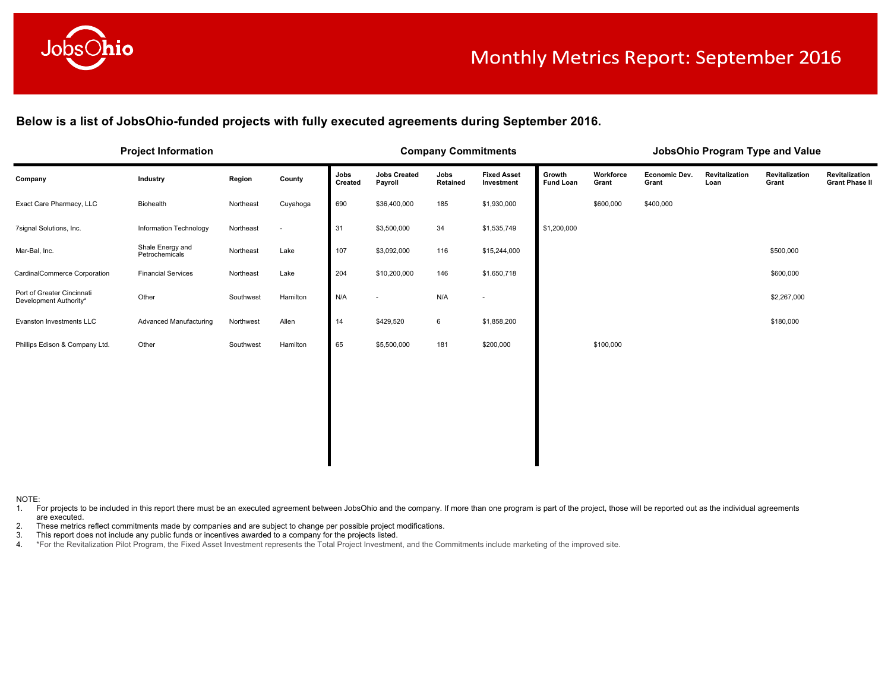# Monthly Metrics Report: September 2016

**Below is a list of JobsOhio-funded projects with fully executed agreements during September 2016.**

| Project Information | | | | Company Commitments | | | | JobsOhio Program Type and Value | | | | | |
|---|---|---|---|---|---|---|---|---|---|---|---|---|---|
| **Company** | **Industry** | **Region** | **County** | **Jobs Created** | **Jobs Created Payroll** | **Jobs Retained** | **Fixed Asset Investment** | **Growth Fund Loan** | **Workforce Grant** | **Economic Dev. Grant** | **Revitalization Loan** | **Revitalization Grant** | **Revitalization Grant Phase II** |
| Exact Care Pharmacy, LLC | Biohealth | Northeast | Cuyahoga | 690 | $36,400,000 | 185 | $1,930,000 | | $600,000 | $400,000 | | | |
| 7signal Solutions, Inc. | Information Technology | Northeast | - | 31 | $3,500,000 | 34 | $1,535,749 | $1,200,000 | | | | | |
| Mar-Bal, Inc. | Shale Energy and Petrochemicals | Northeast | Lake | 107 | $3,092,000 | 116 | $15,244,000 | | | | | $500,000 | |
| CardinalCommerce Corporation | Financial Services | Northeast | Lake | 204 | $10,200,000 | 146 | $1.650,718 | | | | | $600,000 | |
| Port of Greater Cincinnati Development Authority* | Other | Southwest | Hamilton | N/A | - | N/A | - | | | | | $2,267,000 | |
| Evanston Investments LLC | Advanced Manufacturing | Northwest | Allen | 14 | $429,520 | 6 | $1,858,200 | | | | | $180,000 | |
| Phillips Edison & Company Ltd. | Other | Southwest | Hamilton | 65 | $5,500,000 | 181 | $200,000 | | $100,000 | | | | |

NOTE:

1. For projects to be included in this report there must be an executed agreement between JobsOhio and the company. If more than one program is part of the project, those will be reported out as the individual agreements are executed.
2. These metrics reflect commitments made by companies and are subject to change per possible project modifications.
3. This report does not include any public funds or incentives awarded to a company for the projects listed.
4. *For the Revitalization Pilot Program, the Fixed Asset Investment represents the Total Project Investment, and the Commitments include marketing of the improved site.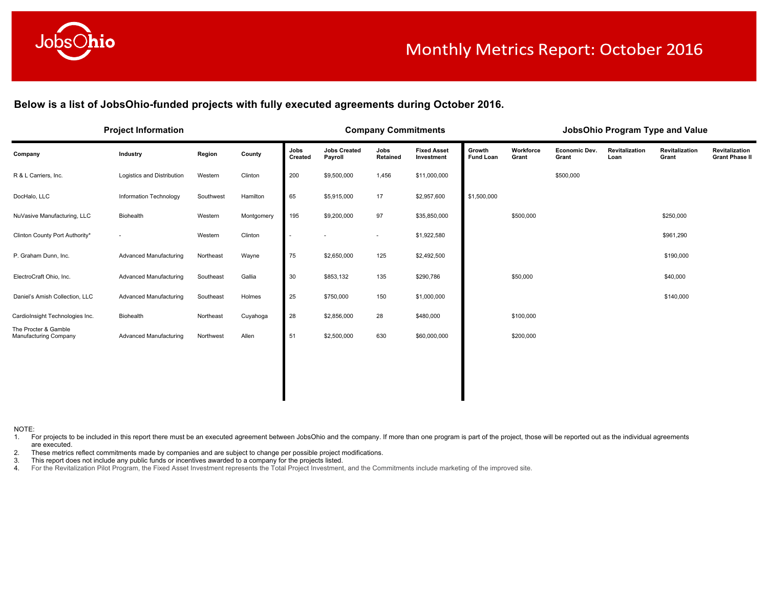# Monthly Metrics Report: October 2016

**Below is a list of JobsOhio-funded projects with fully executed agreements during October 2016.**

| Project Information | | | | Company Commitments | | | | JobsOhio Program Type and Value | | | | | |
|---|---|---|---|---|---|---|---|---|---|---|---|---|---|
| **Company** | **Industry** | **Region** | **County** | **Jobs Created** | **Jobs Created Payroll** | **Jobs Retained** | **Fixed Asset Investment** | **Growth Fund Loan** | **Workforce Grant** | **Economic Dev. Grant** | **Revitalization Loan** | **Revitalization Grant** | **Revitalization Grant Phase II** |
| R & L Carriers, Inc. | Logistics and Distribution | Western | Clinton | 200 | $9,500,000 | 1,456 | $11,000,000 | | | $500,000 | | | |
| DocHalo, LLC | Information Technology | Southwest | Hamilton | 65 | $5,915,000 | 17 | $2,957,600 | $1,500,000 | | | | | |
| NuVasive Manufacturing, LLC | Biohealth | Western | Montgomery | 195 | $9,200,000 | 97 | $35,850,000 | | $500,000 | | | $250,000 | |
| Clinton County Port Authority* | - | Western | Clinton | - | - | - | $1,922,580 | | | | | $961,290 | |
| P. Graham Dunn, Inc. | Advanced Manufacturing | Northeast | Wayne | 75 | $2,650,000 | 125 | $2,492,500 | | | | | $190,000 | |
| ElectroCraft Ohio, Inc. | Advanced Manufacturing | Southeast | Gallia | 30 | $853,132 | 135 | $290,786 | | $50,000 | | | $40,000 | |
| Daniel's Amish Collection, LLC | Advanced Manufacturing | Southeast | Holmes | 25 | $750,000 | 150 | $1,000,000 | | | | | $140,000 | |
| CardioInsight Technologies Inc. | Biohealth | Northeast | Cuyahoga | 28 | $2,856,000 | 28 | $480,000 | | $100,000 | | | | |
| The Procter & Gamble Manufacturing Company | Advanced Manufacturing | Northwest | Allen | 51 | $2,500,000 | 630 | $60,000,000 | | $200,000 | | | | |

NOTE:

1. For projects to be included in this report there must be an executed agreement between JobsOhio and the company. If more than one program is part of the project, those will be reported out as the individual agreements are executed.
2. These metrics reflect commitments made by companies and are subject to change per possible project modifications.
3. This report does not include any public funds or incentives awarded to a company for the projects listed.
4. For the Revitalization Pilot Program, the Fixed Asset Investment represents the Total Project Investment, and the Commitments include marketing of the improved site.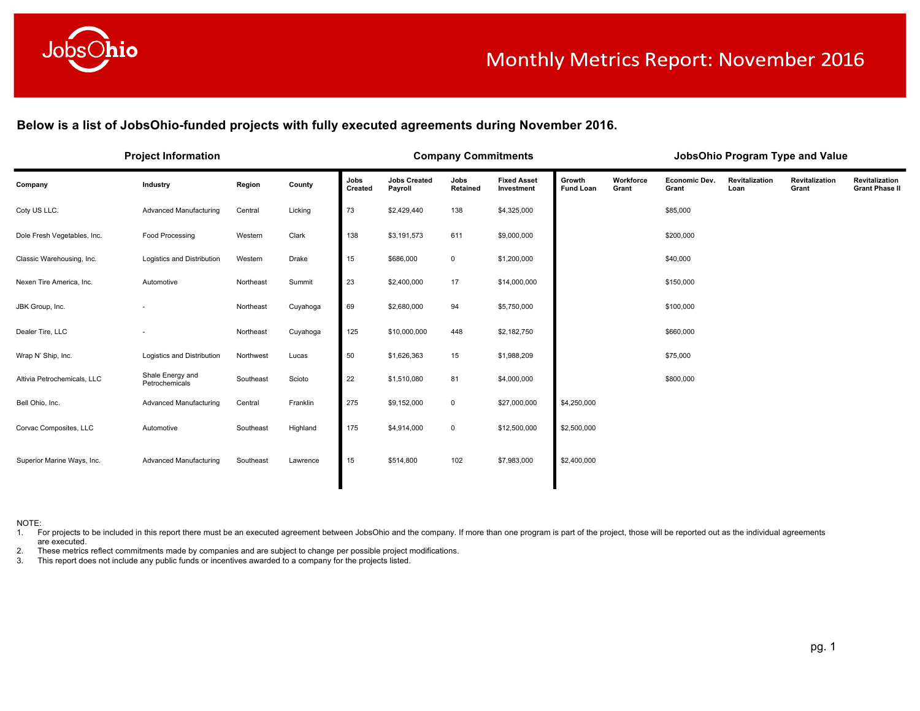# Monthly Metrics Report: November 2016

**Below is a list of JobsOhio-funded projects with fully executed agreements during November 2016.**

| Project Information | | | | Company Commitments | | | | JobsOhio Program Type and Value | | | | | |
|---|---|---|---|---|---|---|---|---|---|---|---|---|---|
| **Company** | **Industry** | **Region** | **County** | **Jobs Created** | **Jobs Created Payroll** | **Jobs Retained** | **Fixed Asset Investment** | **Growth Fund Loan** | **Workforce Grant** | **Economic Dev. Grant** | **Revitalization Loan** | **Revitalization Grant** | **Revitalization Grant Phase II** |
| Coty US LLC. | Advanced Manufacturing | Central | Licking | 73 | $2,429,440 | 138 | $4,325,000 | | | $85,000 | | | |
| Dole Fresh Vegetables, Inc. | Food Processing | Western | Clark | 138 | $3,191,573 | 611 | $9,000,000 | | | $200,000 | | | |
| Classic Warehousing, Inc. | Logistics and Distribution | Western | Drake | 15 | $686,000 | 0 | $1,200,000 | | | $40,000 | | | |
| Nexen Tire America, Inc. | Automotive | Northeast | Summit | 23 | $2,400,000 | 17 | $14,000,000 | | | $150,000 | | | |
| JBK Group, Inc. | - | Northeast | Cuyahoga | 69 | $2,680,000 | 94 | $5,750,000 | | | $100,000 | | | |
| Dealer Tire, LLC | - | Northeast | Cuyahoga | 125 | $10,000,000 | 448 | $2,182,750 | | | $660,000 | | | |
| Wrap N' Ship, Inc. | Logistics and Distribution | Northwest | Lucas | 50 | $1,626,363 | 15 | $1,988,209 | | | $75,000 | | | |
| Altivia Petrochemicals, LLC | Shale Energy and Petrochemicals | Southeast | Scioto | 22 | $1,510,080 | 81 | $4,000,000 | | | $800,000 | | | |
| Bell Ohio, Inc. | Advanced Manufacturing | Central | Franklin | 275 | $9,152,000 | 0 | $27,000,000 | $4,250,000 | | | | | |
| Corvac Composites, LLC | Automotive | Southeast | Highland | 175 | $4,914,000 | 0 | $12,500,000 | $2,500,000 | | | | | |
| Superior Marine Ways, Inc. | Advanced Manufacturing | Southeast | Lawrence | 15 | $514,800 | 102 | $7,983,000 | $2,400,000 | | | | | |

NOTE:
1. For projects to be included in this report there must be an executed agreement between JobsOhio and the company. If more than one program is part of the project, those will be reported out as the individual agreements are executed.
2. These metrics reflect commitments made by companies and are subject to change per possible project modifications.
3. This report does not include any public funds or incentives awarded to a company for the projects listed.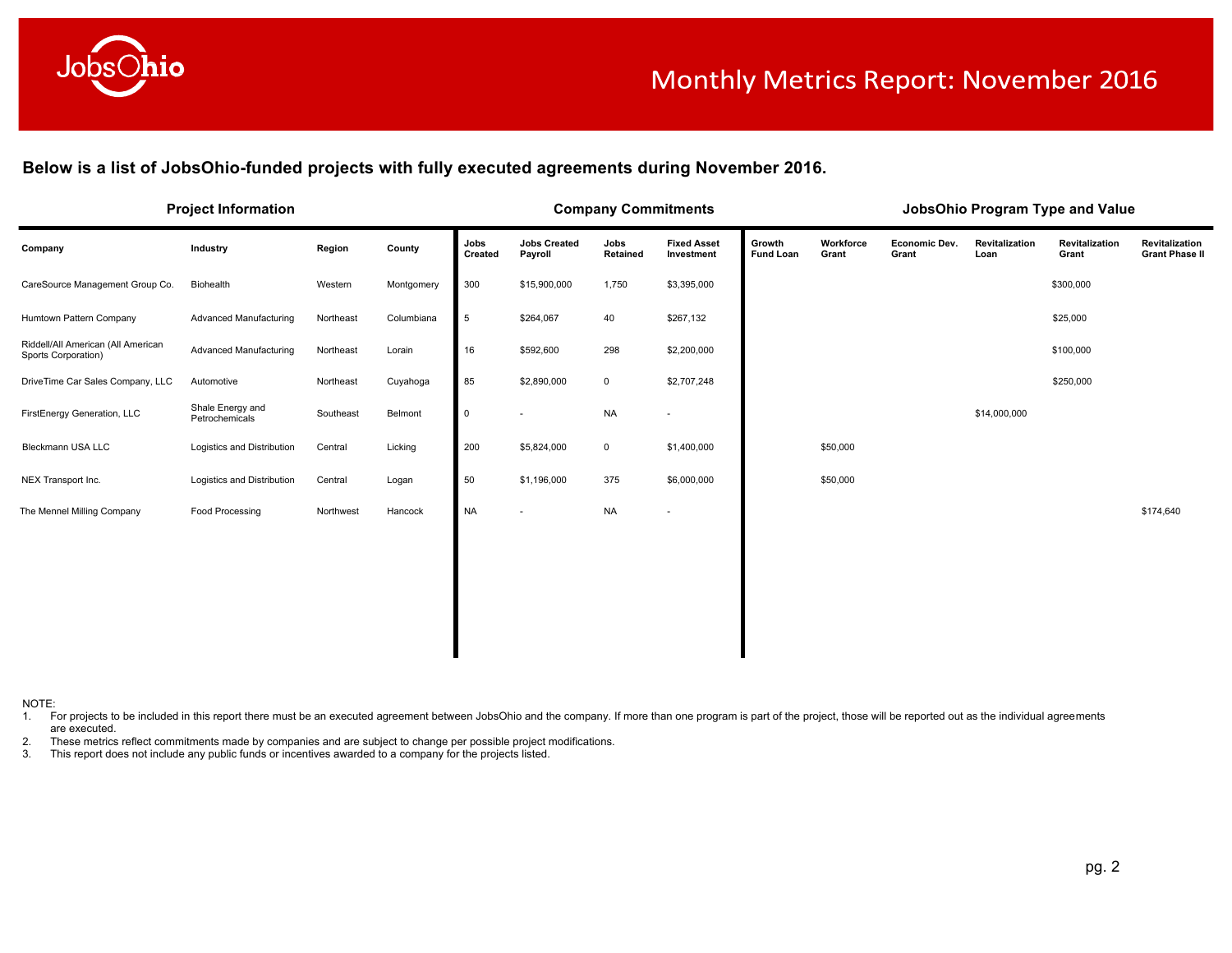# Monthly Metrics Report: November 2016

**Below is a list of JobsOhio-funded projects with fully executed agreements during November 2016.**

| Project Information | | | | Company Commitments | | | | JobsOhio Program Type and Value | | | | | |
|---|---|---|---|---|---|---|---|---|---|---|---|---|---|
| **Company** | **Industry** | **Region** | **County** | **Jobs Created** | **Jobs Created Payroll** | **Jobs Retained** | **Fixed Asset Investment** | **Growth Fund Loan** | **Workforce Grant** | **Economic Dev. Grant** | **Revitalization Loan** | **Revitalization Grant** | **Revitalization Grant Phase II** |
| CareSource Management Group Co. | Biohealth | Western | Montgomery | 300 | $15,900,000 | 1,750 | $3,395,000 | | | | | $300,000 | |
| Humtown Pattern Company | Advanced Manufacturing | Northeast | Columbiana | 5 | $264,067 | 40 | $267,132 | | | | | $25,000 | |
| Riddell/All American (All American Sports Corporation) | Advanced Manufacturing | Northeast | Lorain | 16 | $592,600 | 298 | $2,200,000 | | | | | $100,000 | |
| DriveTime Car Sales Company, LLC | Automotive | Northeast | Cuyahoga | 85 | $2,890,000 | 0 | $2,707,248 | | | | | $250,000 | |
| FirstEnergy Generation, LLC | Shale Energy and Petrochemicals | Southeast | Belmont | 0 | - | NA | - | | | | $14,000,000 | | |
| Bleckmann USA LLC | Logistics and Distribution | Central | Licking | 200 | $5,824,000 | 0 | $1,400,000 | | $50,000 | | | | |
| NEX Transport Inc. | Logistics and Distribution | Central | Logan | 50 | $1,196,000 | 375 | $6,000,000 | | $50,000 | | | | |
| The Mennel Milling Company | Food Processing | Northwest | Hancock | NA | - | NA | - | | | | | | $174,640 |

NOTE:
1. For projects to be included in this report there must be an executed agreement between JobsOhio and the company. If more than one program is part of the project, those will be reported out as the individual agreements are executed.
2. These metrics reflect commitments made by companies and are subject to change per possible project modifications.
3. This report does not include any public funds or incentives awarded to a company for the projects listed.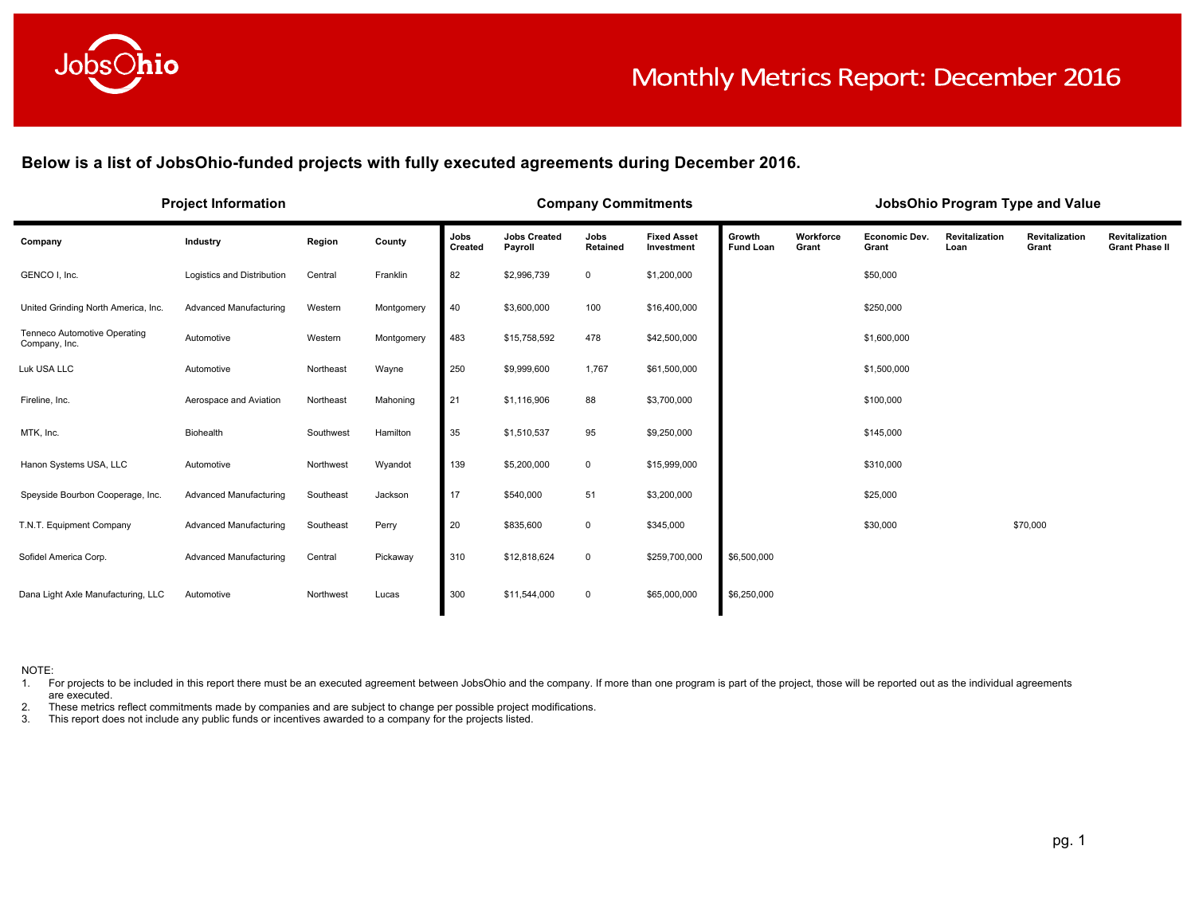# Monthly Metrics Report: December 2016

**Below is a list of JobsOhio-funded projects with fully executed agreements during December 2016.**

| Project Information | | | | Company Commitments | | | | JobsOhio Program Type and Value | | | | | |
|---|---|---|---|---|---|---|---|---|---|---|---|---|---|
| Company | Industry | Region | County | Jobs Created | Jobs Created Payroll | Jobs Retained | Fixed Asset Investment | Growth Fund Loan | Workforce Grant | Economic Dev. Grant | Revitalization Loan | Revitalization Grant | Revitalization Grant Phase II |
| GENCO I, Inc. | Logistics and Distribution | Central | Franklin | 82 | $2,996,739 | 0 | $1,200,000 | | | $50,000 | | | |
| United Grinding North America, Inc. | Advanced Manufacturing | Western | Montgomery | 40 | $3,600,000 | 100 | $16,400,000 | | | $250,000 | | | |
| Tenneco Automotive Operating Company, Inc. | Automotive | Western | Montgomery | 483 | $15,758,592 | 478 | $42,500,000 | | | $1,600,000 | | | |
| Luk USA LLC | Automotive | Northeast | Wayne | 250 | $9,999,600 | 1,767 | $61,500,000 | | | $1,500,000 | | | |
| Fireline, Inc. | Aerospace and Aviation | Northeast | Mahoning | 21 | $1,116,906 | 88 | $3,700,000 | | | $100,000 | | | |
| MTK, Inc. | Biohealth | Southwest | Hamilton | 35 | $1,510,537 | 95 | $9,250,000 | | | $145,000 | | | |
| Hanon Systems USA, LLC | Automotive | Northwest | Wyandot | 139 | $5,200,000 | 0 | $15,999,000 | | | $310,000 | | | |
| Speyside Bourbon Cooperage, Inc. | Advanced Manufacturing | Southeast | Jackson | 17 | $540,000 | 51 | $3,200,000 | | | $25,000 | | | |
| T.N.T. Equipment Company | Advanced Manufacturing | Southeast | Perry | 20 | $835,600 | 0 | $345,000 | | | $30,000 | | $70,000 | |
| Sofidel America Corp. | Advanced Manufacturing | Central | Pickaway | 310 | $12,818,624 | 0 | $259,700,000 | $6,500,000 | | | | | |
| Dana Light Axle Manufacturing, LLC | Automotive | Northwest | Lucas | 300 | $11,544,000 | 0 | $65,000,000 | $6,250,000 | | | | | |

NOTE:
1. For projects to be included in this report there must be an executed agreement between JobsOhio and the company. If more than one program is part of the project, those will be reported out as the individual agreements are executed.
2. These metrics reflect commitments made by companies and are subject to change per possible project modifications.
3. This report does not include any public funds or incentives awarded to a company for the projects listed.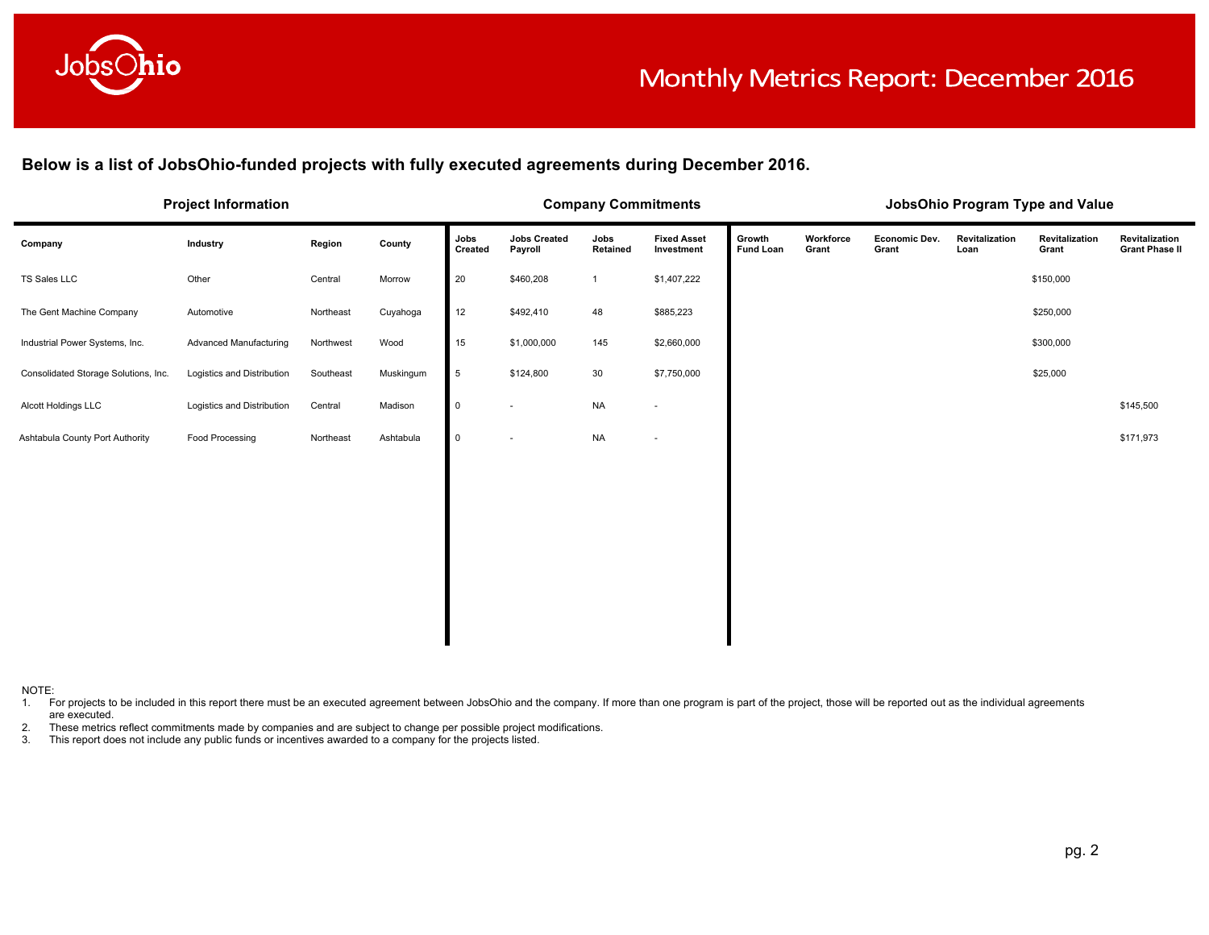# Monthly Metrics Report: December 2016

**Below is a list of JobsOhio-funded projects with fully executed agreements during December 2016.**

| Project Information | | | | Company Commitments | | | | JobsOhio Program Type and Value | | | | | |
|---|---|---|---|---|---|---|---|---|---|---|---|---|---|
| **Company** | **Industry** | **Region** | **County** | **Jobs Created** | **Jobs Created Payroll** | **Jobs Retained** | **Fixed Asset Investment** | **Growth Fund Loan** | **Workforce Grant** | **Economic Dev. Grant** | **Revitalization Loan** | **Revitalization Grant** | **Revitalization Grant Phase II** |
| TS Sales LLC | Other | Central | Morrow | 20 | $460,208 | 1 | $1,407,222 | | | | | $150,000 | |
| The Gent Machine Company | Automotive | Northeast | Cuyahoga | 12 | $492,410 | 48 | $885,223 | | | | | $250,000 | |
| Industrial Power Systems, Inc. | Advanced Manufacturing | Northwest | Wood | 15 | $1,000,000 | 145 | $2,660,000 | | | | | $300,000 | |
| Consolidated Storage Solutions, Inc. | Logistics and Distribution | Southeast | Muskingum | 5 | $124,800 | 30 | $7,750,000 | | | | | $25,000 | |
| Alcott Holdings LLC | Logistics and Distribution | Central | Madison | 0 | - | NA | - | | | | | | $145,500 |
| Ashtabula County Port Authority | Food Processing | Northeast | Ashtabula | 0 | - | NA | - | | | | | | $171,973 |

NOTE:

1. For projects to be included in this report there must be an executed agreement between JobsOhio and the company. If more than one program is part of the project, those will be reported out as the individual agreements are executed.
2. These metrics reflect commitments made by companies and are subject to change per possible project modifications.
3. This report does not include any public funds or incentives awarded to a company for the projects listed.